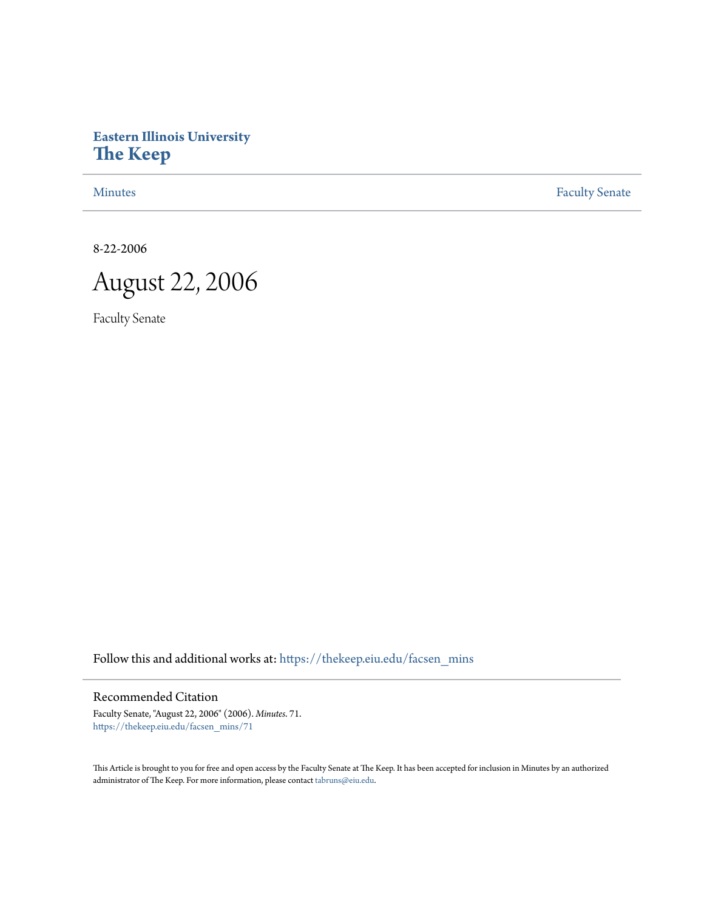# Eastern Illinois University
# The Keep

Minutes | Faculty Senate

8-22-2006

# August 22, 2006

Faculty Senate

Follow this and additional works at: https://thekeep.eiu.edu/facsen_mins

## Recommended Citation

Faculty Senate, "August 22, 2006" (2006). *Minutes*. 71.
https://thekeep.eiu.edu/facsen_mins/71

This Article is brought to you for free and open access by the Faculty Senate at The Keep. It has been accepted for inclusion in Minutes by an authorized administrator of The Keep. For more information, please contact tabruns@eiu.edu.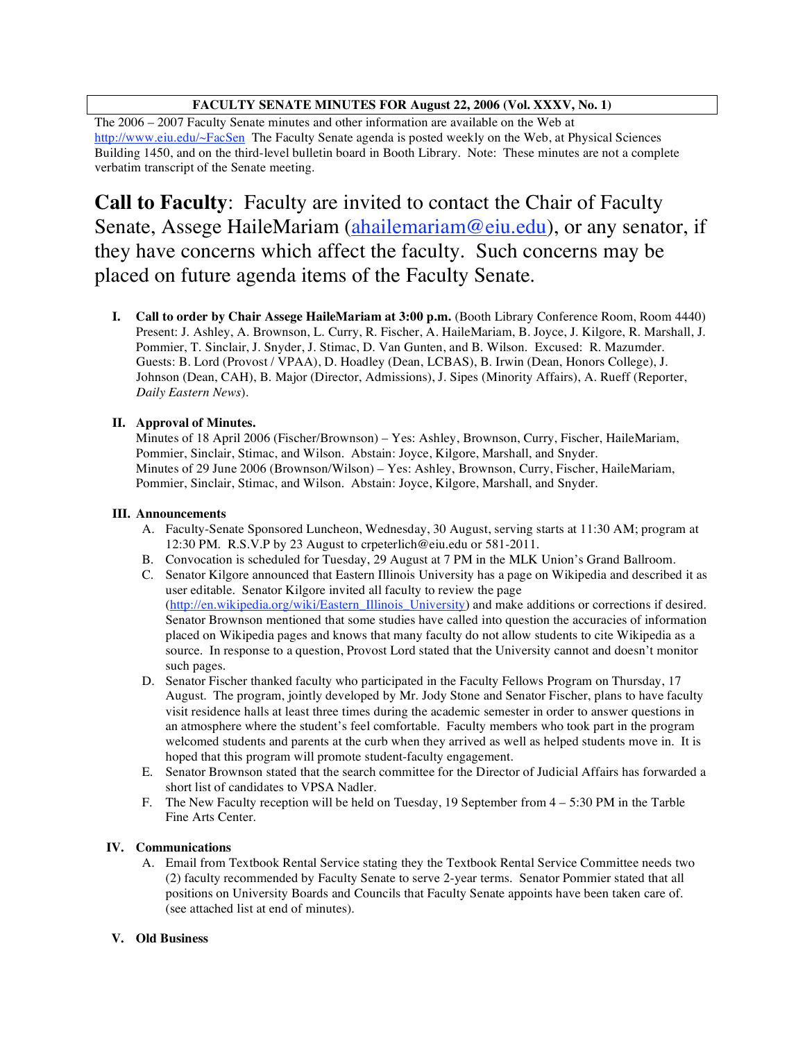**FACULTY SENATE MINUTES FOR August 22, 2006 (Vol. XXXV, No. 1)**

The 2006 – 2007 Faculty Senate minutes and other information are available on the Web at http://www.eiu.edu/~FacSen The Faculty Senate agenda is posted weekly on the Web, at Physical Sciences Building 1450, and on the third-level bulletin board in Booth Library. Note: These minutes are not a complete verbatim transcript of the Senate meeting.

**Call to Faculty**: Faculty are invited to contact the Chair of Faculty Senate, Assege HaileMariam (ahailemariam@eiu.edu), or any senator, if they have concerns which affect the faculty. Such concerns may be placed on future agenda items of the Faculty Senate.

**I. Call to order by Chair Assege HaileMariam at 3:00 p.m.** (Booth Library Conference Room, Room 4440) Present: J. Ashley, A. Brownson, L. Curry, R. Fischer, A. HaileMariam, B. Joyce, J. Kilgore, R. Marshall, J. Pommier, T. Sinclair, J. Snyder, J. Stimac, D. Van Gunten, and B. Wilson. Excused: R. Mazumder. Guests: B. Lord (Provost / VPAA), D. Hoadley (Dean, LCBAS), B. Irwin (Dean, Honors College), J. Johnson (Dean, CAH), B. Major (Director, Admissions), J. Sipes (Minority Affairs), A. Rueff (Reporter, *Daily Eastern News*).

**II. Approval of Minutes.**

Minutes of 18 April 2006 (Fischer/Brownson) – Yes: Ashley, Brownson, Curry, Fischer, HaileMariam, Pommier, Sinclair, Stimac, and Wilson. Abstain: Joyce, Kilgore, Marshall, and Snyder.

Minutes of 29 June 2006 (Brownson/Wilson) – Yes: Ashley, Brownson, Curry, Fischer, HaileMariam, Pommier, Sinclair, Stimac, and Wilson. Abstain: Joyce, Kilgore, Marshall, and Snyder.

**III. Announcements**

A. Faculty-Senate Sponsored Luncheon, Wednesday, 30 August, serving starts at 11:30 AM; program at 12:30 PM. R.S.V.P by 23 August to crpeterlich@eiu.edu or 581-2011.

B. Convocation is scheduled for Tuesday, 29 August at 7 PM in the MLK Union's Grand Ballroom.

C. Senator Kilgore announced that Eastern Illinois University has a page on Wikipedia and described it as user editable. Senator Kilgore invited all faculty to review the page (http://en.wikipedia.org/wiki/Eastern_Illinois_University) and make additions or corrections if desired. Senator Brownson mentioned that some studies have called into question the accuracies of information placed on Wikipedia pages and knows that many faculty do not allow students to cite Wikipedia as a source. In response to a question, Provost Lord stated that the University cannot and doesn't monitor such pages.

D. Senator Fischer thanked faculty who participated in the Faculty Fellows Program on Thursday, 17 August. The program, jointly developed by Mr. Jody Stone and Senator Fischer, plans to have faculty visit residence halls at least three times during the academic semester in order to answer questions in an atmosphere where the student's feel comfortable. Faculty members who took part in the program welcomed students and parents at the curb when they arrived as well as helped students move in. It is hoped that this program will promote student-faculty engagement.

E. Senator Brownson stated that the search committee for the Director of Judicial Affairs has forwarded a short list of candidates to VPSA Nadler.

F. The New Faculty reception will be held on Tuesday, 19 September from 4 – 5:30 PM in the Tarble Fine Arts Center.

**IV. Communications**

A. Email from Textbook Rental Service stating they the Textbook Rental Service Committee needs two (2) faculty recommended by Faculty Senate to serve 2-year terms. Senator Pommier stated that all positions on University Boards and Councils that Faculty Senate appoints have been taken care of. (see attached list at end of minutes).

**V. Old Business**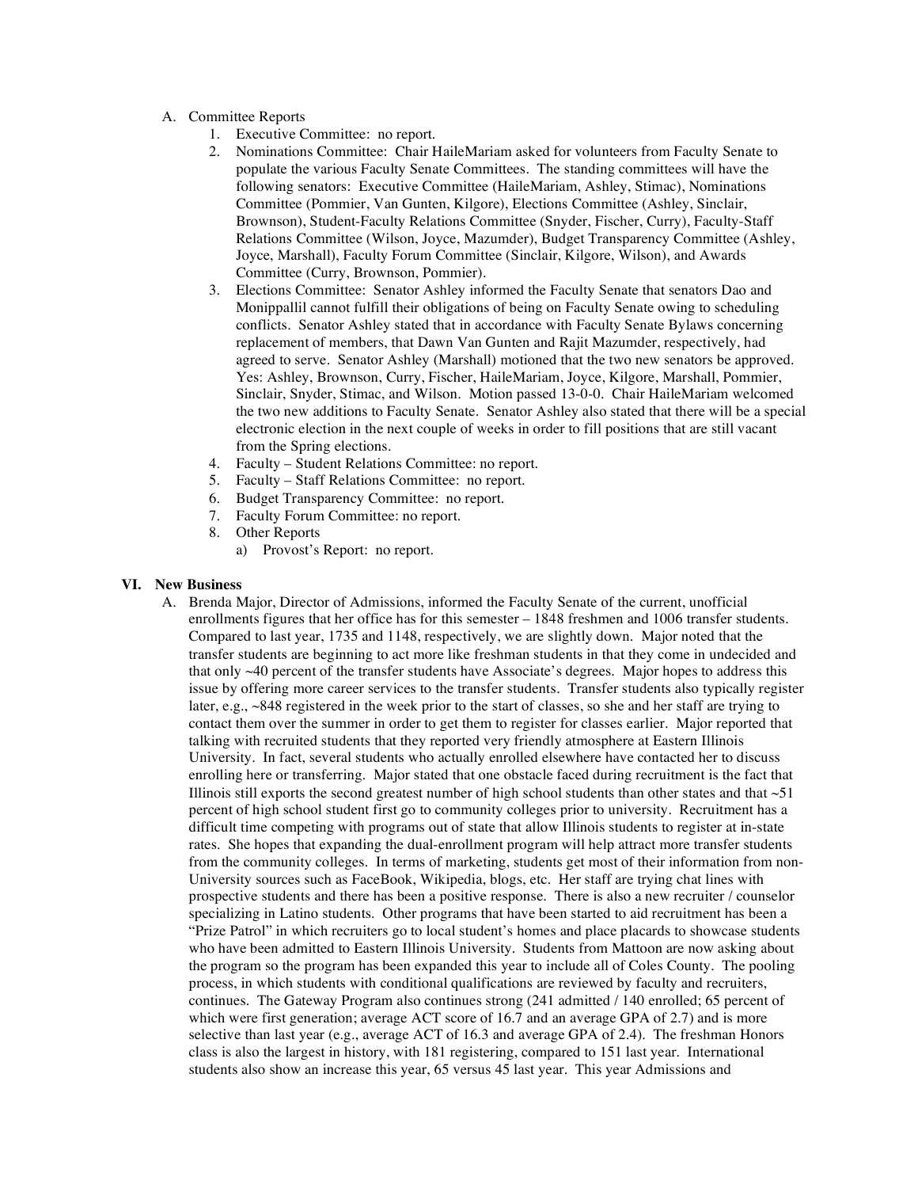A. Committee Reports
   1. Executive Committee: no report.
   2. Nominations Committee: Chair HaileMariam asked for volunteers from Faculty Senate to populate the various Faculty Senate Committees. The standing committees will have the following senators: Executive Committee (HaileMariam, Ashley, Stimac), Nominations Committee (Pommier, Van Gunten, Kilgore), Elections Committee (Ashley, Sinclair, Brownson), Student-Faculty Relations Committee (Snyder, Fischer, Curry), Faculty-Staff Relations Committee (Wilson, Joyce, Mazumder), Budget Transparency Committee (Ashley, Joyce, Marshall), Faculty Forum Committee (Sinclair, Kilgore, Wilson), and Awards Committee (Curry, Brownson, Pommier).
   3. Elections Committee: Senator Ashley informed the Faculty Senate that senators Dao and Monippallil cannot fulfill their obligations of being on Faculty Senate owing to scheduling conflicts. Senator Ashley stated that in accordance with Faculty Senate Bylaws concerning replacement of members, that Dawn Van Gunten and Rajit Mazumder, respectively, had agreed to serve. Senator Ashley (Marshall) motioned that the two new senators be approved. Yes: Ashley, Brownson, Curry, Fischer, HaileMariam, Joyce, Kilgore, Marshall, Pommier, Sinclair, Snyder, Stimac, and Wilson. Motion passed 13-0-0. Chair HaileMariam welcomed the two new additions to Faculty Senate. Senator Ashley also stated that there will be a special electronic election in the next couple of weeks in order to fill positions that are still vacant from the Spring elections.
   4. Faculty – Student Relations Committee: no report.
   5. Faculty – Staff Relations Committee: no report.
   6. Budget Transparency Committee: no report.
   7. Faculty Forum Committee: no report.
   8. Other Reports
      a) Provost's Report: no report.

## VI. New Business

A. Brenda Major, Director of Admissions, informed the Faculty Senate of the current, unofficial enrollments figures that her office has for this semester – 1848 freshmen and 1006 transfer students. Compared to last year, 1735 and 1148, respectively, we are slightly down. Major noted that the transfer students are beginning to act more like freshman students in that they come in undecided and that only ~40 percent of the transfer students have Associate's degrees. Major hopes to address this issue by offering more career services to the transfer students. Transfer students also typically register later, e.g., ~848 registered in the week prior to the start of classes, so she and her staff are trying to contact them over the summer in order to get them to register for classes earlier. Major reported that talking with recruited students that they reported very friendly atmosphere at Eastern Illinois University. In fact, several students who actually enrolled elsewhere have contacted her to discuss enrolling here or transferring. Major stated that one obstacle faced during recruitment is the fact that Illinois still exports the second greatest number of high school students than other states and that ~51 percent of high school student first go to community colleges prior to university. Recruitment has a difficult time competing with programs out of state that allow Illinois students to register at in-state rates. She hopes that expanding the dual-enrollment program will help attract more transfer students from the community colleges. In terms of marketing, students get most of their information from non-University sources such as FaceBook, Wikipedia, blogs, etc. Her staff are trying chat lines with prospective students and there has been a positive response. There is also a new recruiter / counselor specializing in Latino students. Other programs that have been started to aid recruitment has been a "Prize Patrol" in which recruiters go to local student's homes and place placards to showcase students who have been admitted to Eastern Illinois University. Students from Mattoon are now asking about the program so the program has been expanded this year to include all of Coles County. The pooling process, in which students with conditional qualifications are reviewed by faculty and recruiters, continues. The Gateway Program also continues strong (241 admitted / 140 enrolled; 65 percent of which were first generation; average ACT score of 16.7 and an average GPA of 2.7) and is more selective than last year (e.g., average ACT of 16.3 and average GPA of 2.4). The freshman Honors class is also the largest in history, with 181 registering, compared to 151 last year. International students also show an increase this year, 65 versus 45 last year. This year Admissions and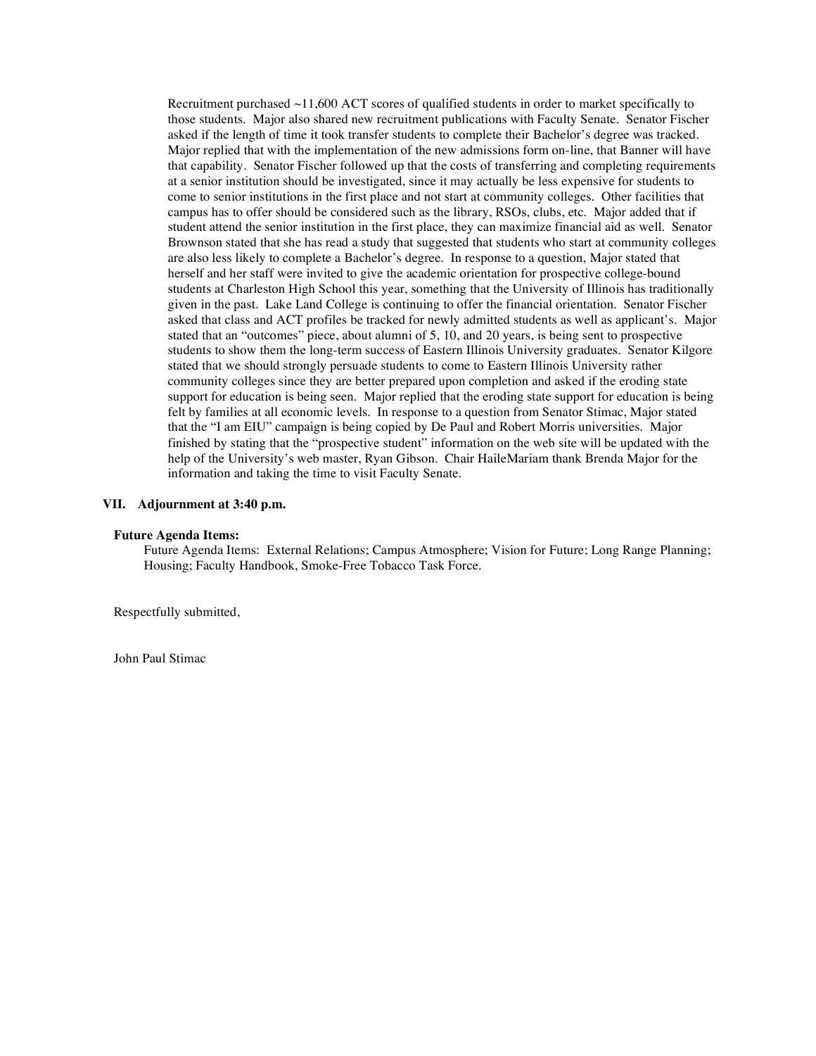Recruitment purchased ~11,600 ACT scores of qualified students in order to market specifically to those students. Major also shared new recruitment publications with Faculty Senate. Senator Fischer asked if the length of time it took transfer students to complete their Bachelor's degree was tracked. Major replied that with the implementation of the new admissions form on-line, that Banner will have that capability. Senator Fischer followed up that the costs of transferring and completing requirements at a senior institution should be investigated, since it may actually be less expensive for students to come to senior institutions in the first place and not start at community colleges. Other facilities that campus has to offer should be considered such as the library, RSOs, clubs, etc. Major added that if student attend the senior institution in the first place, they can maximize financial aid as well. Senator Brownson stated that she has read a study that suggested that students who start at community colleges are also less likely to complete a Bachelor's degree. In response to a question, Major stated that herself and her staff were invited to give the academic orientation for prospective college-bound students at Charleston High School this year, something that the University of Illinois has traditionally given in the past. Lake Land College is continuing to offer the financial orientation. Senator Fischer asked that class and ACT profiles be tracked for newly admitted students as well as applicant's. Major stated that an "outcomes" piece, about alumni of 5, 10, and 20 years, is being sent to prospective students to show them the long-term success of Eastern Illinois University graduates. Senator Kilgore stated that we should strongly persuade students to come to Eastern Illinois University rather community colleges since they are better prepared upon completion and asked if the eroding state support for education is being seen. Major replied that the eroding state support for education is being felt by families at all economic levels. In response to a question from Senator Stimac, Major stated that the "I am EIU" campaign is being copied by De Paul and Robert Morris universities. Major finished by stating that the "prospective student" information on the web site will be updated with the help of the University's web master, Ryan Gibson. Chair HaileMariam thank Brenda Major for the information and taking the time to visit Faculty Senate.

## VII. Adjournment at 3:40 p.m.

**Future Agenda Items:**

Future Agenda Items: External Relations; Campus Atmosphere; Vision for Future; Long Range Planning; Housing; Faculty Handbook, Smoke-Free Tobacco Task Force.

Respectfully submitted,

John Paul Stimac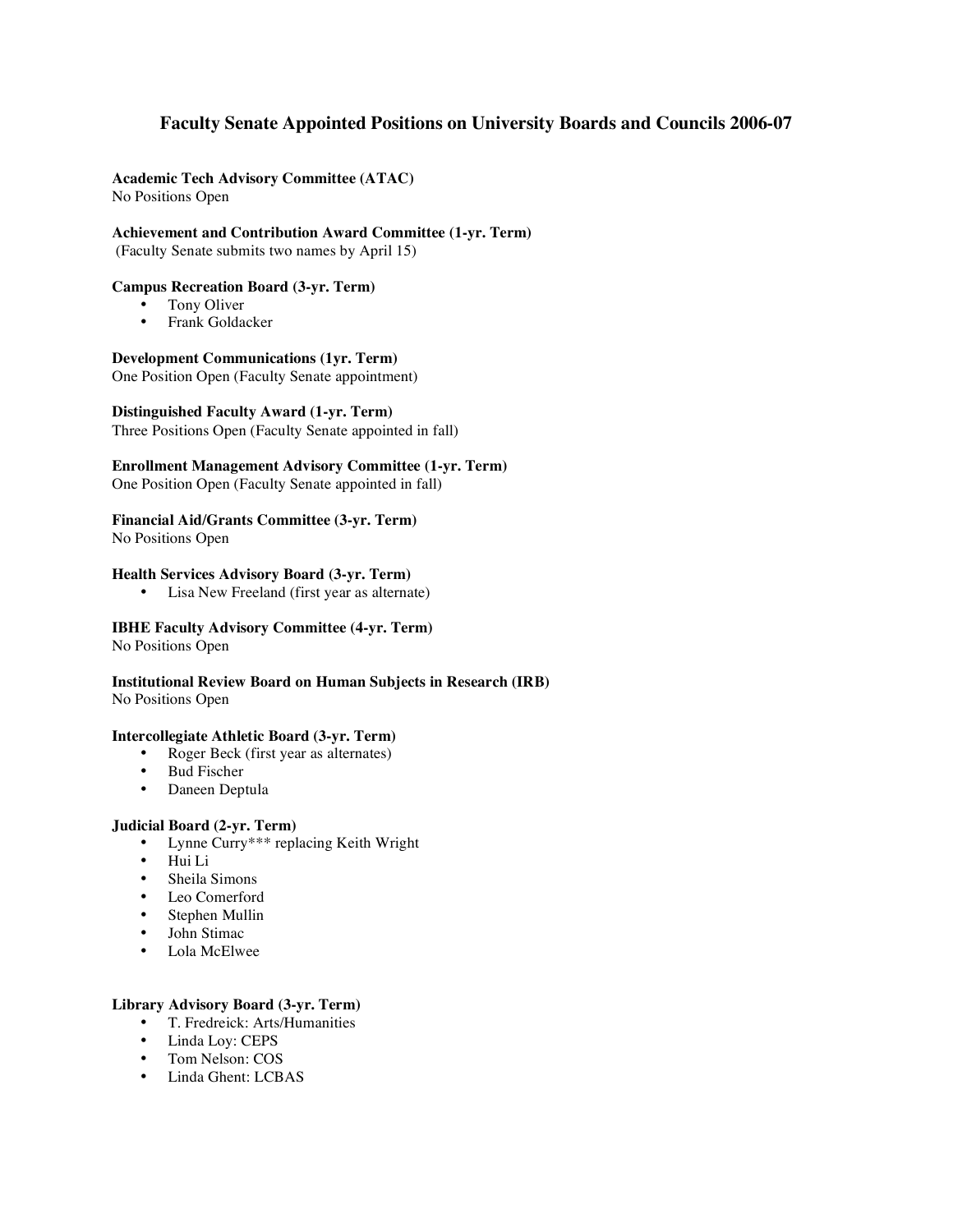## Faculty Senate Appointed Positions on University Boards and Councils 2006-07

**Academic Tech Advisory Committee (ATAC)**
No Positions Open

**Achievement and Contribution Award Committee (1-yr. Term)**
(Faculty Senate submits two names by April 15)

**Campus Recreation Board (3-yr. Term)**
- Tony Oliver
- Frank Goldacker

**Development Communications (1yr. Term)**
One Position Open (Faculty Senate appointment)

**Distinguished Faculty Award (1-yr. Term)**
Three Positions Open (Faculty Senate appointed in fall)

**Enrollment Management Advisory Committee (1-yr. Term)**
One Position Open (Faculty Senate appointed in fall)

**Financial Aid/Grants Committee (3-yr. Term)**
No Positions Open

**Health Services Advisory Board (3-yr. Term)**
- Lisa New Freeland (first year as alternate)

**IBHE Faculty Advisory Committee (4-yr. Term)**
No Positions Open

**Institutional Review Board on Human Subjects in Research (IRB)**
No Positions Open

**Intercollegiate Athletic Board (3-yr. Term)**
- Roger Beck (first year as alternates)
- Bud Fischer
- Daneen Deptula

**Judicial Board (2-yr. Term)**
- Lynne Curry*** replacing Keith Wright
- Hui Li
- Sheila Simons
- Leo Comerford
- Stephen Mullin
- John Stimac
- Lola McElwee

**Library Advisory Board (3-yr. Term)**
- T. Fredreick: Arts/Humanities
- Linda Loy: CEPS
- Tom Nelson: COS
- Linda Ghent: LCBAS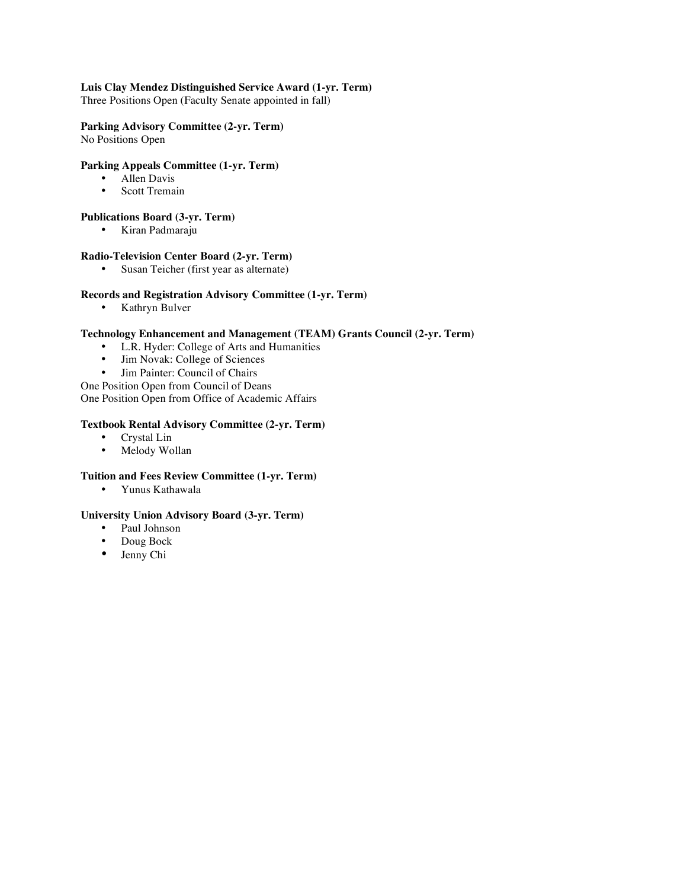**Luis Clay Mendez Distinguished Service Award (1-yr. Term)**
Three Positions Open (Faculty Senate appointed in fall)

**Parking Advisory Committee (2-yr. Term)**
No Positions Open

**Parking Appeals Committee (1-yr. Term)**
- Allen Davis
- Scott Tremain

**Publications Board (3-yr. Term)**
- Kiran Padmaraju

**Radio-Television Center Board (2-yr. Term)**
- Susan Teicher (first year as alternate)

**Records and Registration Advisory Committee (1-yr. Term)**
- Kathryn Bulver

**Technology Enhancement and Management (TEAM) Grants Council (2-yr. Term)**
- L.R. Hyder: College of Arts and Humanities
- Jim Novak: College of Sciences
- Jim Painter: Council of Chairs

One Position Open from Council of Deans
One Position Open from Office of Academic Affairs

**Textbook Rental Advisory Committee (2-yr. Term)**
- Crystal Lin
- Melody Wollan

**Tuition and Fees Review Committee (1-yr. Term)**
- Yunus Kathawala

**University Union Advisory Board (3-yr. Term)**
- Paul Johnson
- Doug Bock
- Jenny Chi